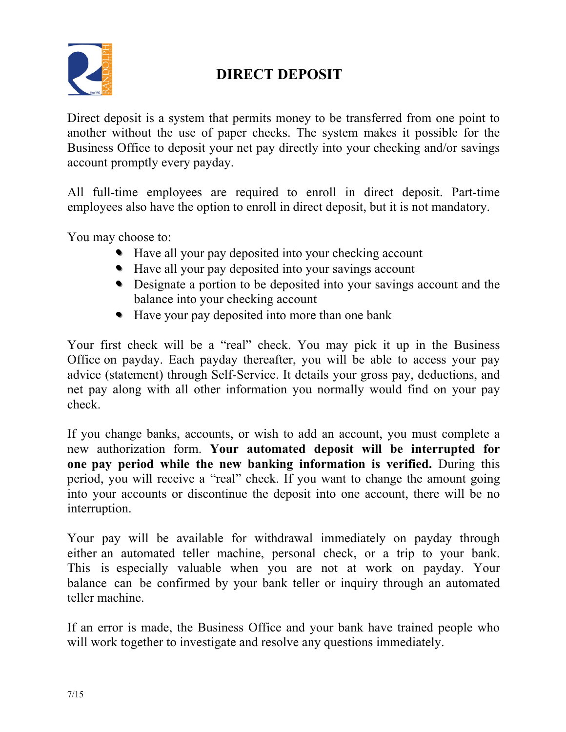# DIRECT DEPOSIT

Direct deposit is a system that permits money to be transferred from one point to another without the use of paper checks. The system makes it possible for the Business Office to deposit your net pay directly into your checking and/or savings account promptly every payday.

All full-time employees are required to enroll in direct deposit. Part-time employees also have the option to enroll in direct deposit, but it is not mandatory.

You may choose to:

- Have all your pay deposited into your checking account
- Have all your pay deposited into your savings account
- Designate a portion to be deposited into your savings account and the balance into your checking account
- Have your pay deposited into more than one bank

Your first check will be a “real” check. You may pick it up in the Business Office on payday. Each payday thereafter, you will be able to access your pay advice (statement) through Self-Service. It details your gross pay, deductions, and net pay along with all other information you normally would find on your pay check.

If you change banks, accounts, or wish to add an account, you must complete a new authorization form. **Your automated deposit will be interrupted for one pay period while the new banking information is verified.** During this period, you will receive a “real” check. If you want to change the amount going into your accounts or discontinue the deposit into one account, there will be no interruption.

Your pay will be available for withdrawal immediately on payday through either an automated teller machine, personal check, or a trip to your bank. This is especially valuable when you are not at work on payday. Your balance can be confirmed by your bank teller or inquiry through an automated teller machine.

If an error is made, the Business Office and your bank have trained people who will work together to investigate and resolve any questions immediately.

7/15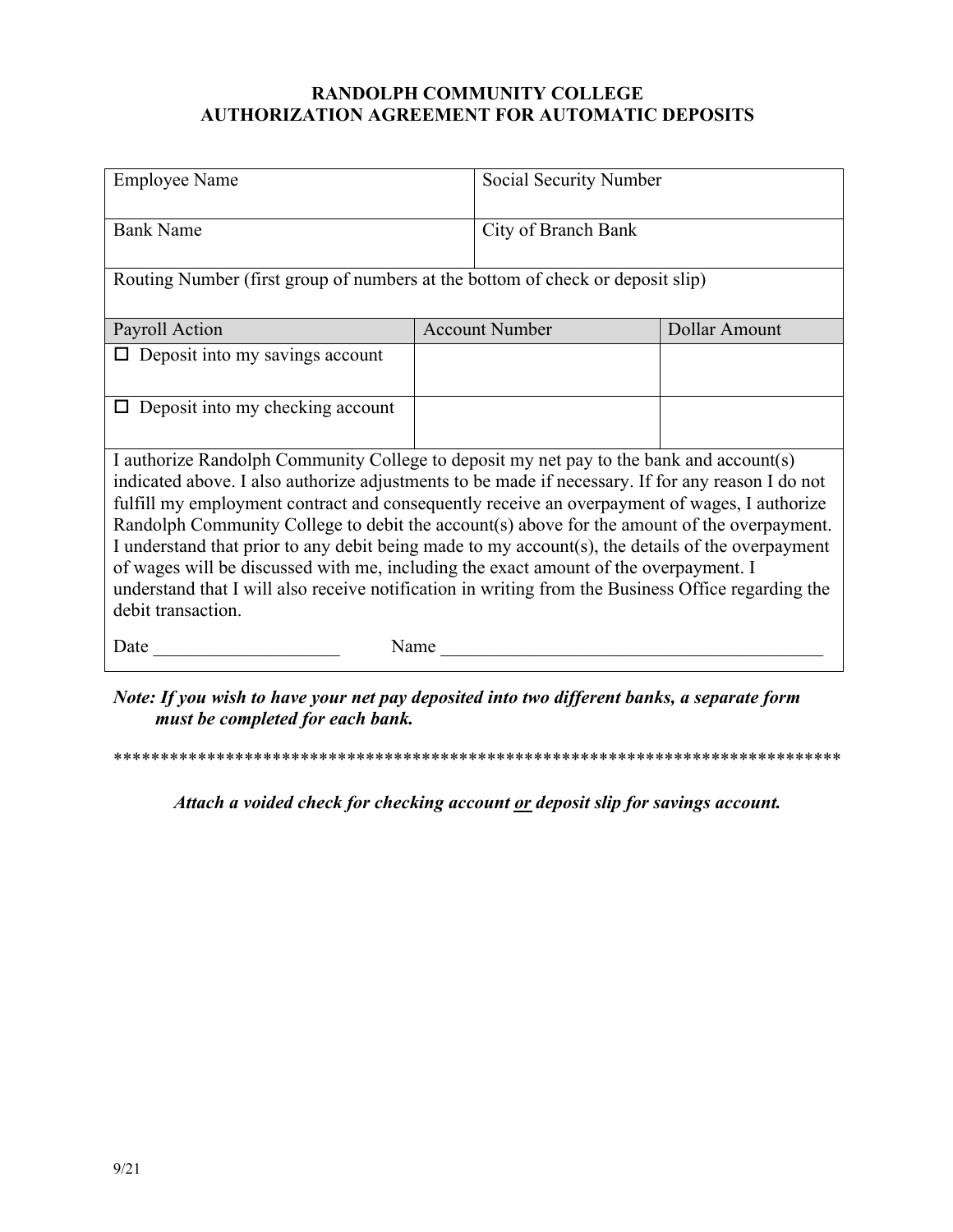# RANDOLPH COMMUNITY COLLEGE
## AUTHORIZATION AGREEMENT FOR AUTOMATIC DEPOSITS

| | |
|---|---|
| Employee Name | Social Security Number |
| Bank Name | City of Branch Bank |
| Routing Number (first group of numbers at the bottom of check or deposit slip) | |

| Payroll Action | Account Number | Dollar Amount |
|---|---|---|
| ☐ Deposit into my savings account | | |
| ☐ Deposit into my checking account | | |

I authorize Randolph Community College to deposit my net pay to the bank and account(s) indicated above. I also authorize adjustments to be made if necessary. If for any reason I do not fulfill my employment contract and consequently receive an overpayment of wages, I authorize Randolph Community College to debit the account(s) above for the amount of the overpayment. I understand that prior to any debit being made to my account(s), the details of the overpayment of wages will be discussed with me, including the exact amount of the overpayment. I understand that I will also receive notification in writing from the Business Office regarding the debit transaction.

Date ____________________ Name ________________________________________

***Note: If you wish to have your net pay deposited into two different banks, a separate form must be completed for each bank.***

*********************************************************************************

***Attach a voided check for checking account or deposit slip for savings account.***

9/21